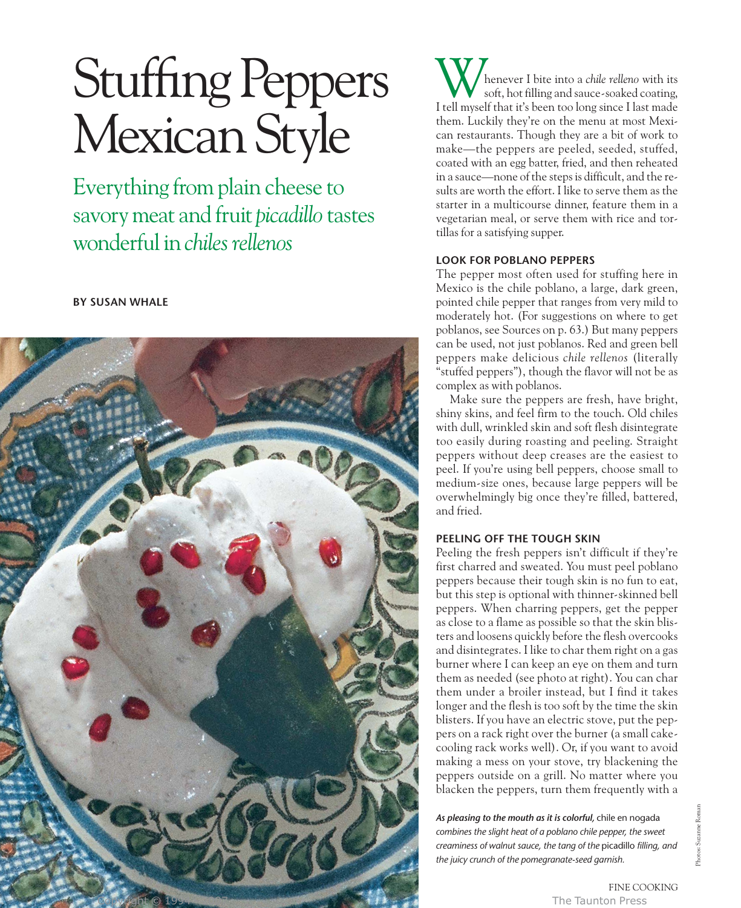# Stuffing Peppers Mexican Style

## Everything from plain cheese to savory meat and fruit *picadillo* tastes wonderful in *chiles rellenos*

**BY SUSAN WHALE**

Whenever I bite into a *chile relleno* with its soft, hot filling and sauce-soaked coating, I tell myself that it's been too long since I last made them. Luckily they're on the menu at most Mexican restaurants. Though they are a bit of work to make—the peppers are peeled, seeded, stuffed, coated with an egg batter, fried, and then reheated in a sauce—none of the steps is difficult, and the results are worth the effort. I like to serve them as the starter in a multicourse dinner, feature them in a vegetarian meal, or serve them with rice and tortillas for a satisfying supper.

### LOOK FOR POBLANO PEPPERS

The pepper most often used for stuffing here in Mexico is the chile poblano, a large, dark green, pointed chile pepper that ranges from very mild to moderately hot. (For suggestions on where to get poblanos, see Sources on p. 63.) But many peppers can be used, not just poblanos. Red and green bell peppers make delicious *chile rellenos* (literally "stuffed peppers"), though the flavor will not be as complex as with poblanos.

Make sure the peppers are fresh, have bright, shiny skins, and feel firm to the touch. Old chiles with dull, wrinkled skin and soft flesh disintegrate too easily during roasting and peeling. Straight peppers without deep creases are the easiest to peel. If you're using bell peppers, choose small to medium-size ones, because large peppers will be overwhelmingly big once they're filled, battered, and fried.

### PEELING OFF THE TOUGH SKIN

Peeling the fresh peppers isn't difficult if they're first charred and sweated. You must peel poblano peppers because their tough skin is no fun to eat, but this step is optional with thinner-skinned bell peppers. When charring peppers, get the pepper as close to a flame as possible so that the skin blisters and loosens quickly before the flesh overcooks and disintegrates. I like to char them right on a gas burner where I can keep an eye on them and turn them as needed (see photo at right). You can char them under a broiler instead, but I find it takes longer and the flesh is too soft by the time the skin blisters. If you have an electric stove, put the peppers on a rack right over the burner (a small cake-cooling rack works well). Or, if you want to avoid making a mess on your stove, try blackening the peppers outside on a grill. No matter where you blacken the peppers, turn them frequently with a

***As pleasing to the mouth as it is colorful,*** chile en nogada *combines the slight heat of a poblano chile pepper, the sweet creaminess of walnut sauce, the tang of the* picadillo *filling, and the juicy crunch of the pomegranate-seed garnish.*

Photos: Suzanne Roman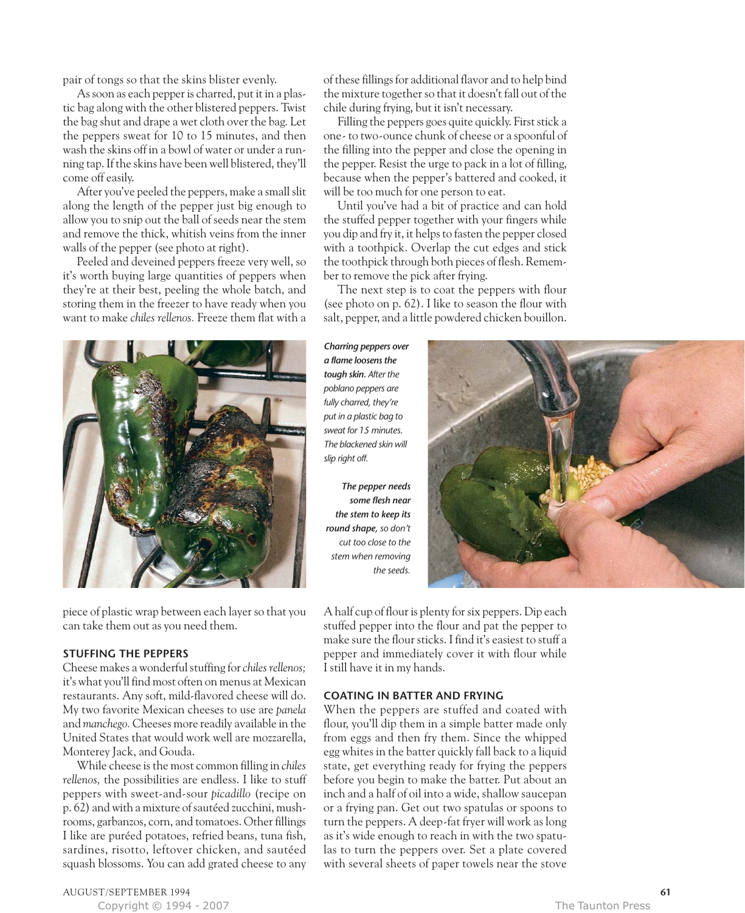pair of tongs so that the skins blister evenly.

As soon as each pepper is charred, put it in a plastic bag along with the other blistered peppers. Twist the bag shut and drape a wet cloth over the bag. Let the peppers sweat for 10 to 15 minutes, and then wash the skins off in a bowl of water or under a running tap. If the skins have been well blistered, they'll come off easily.

After you've peeled the peppers, make a small slit along the length of the pepper just big enough to allow you to snip out the ball of seeds near the stem and remove the thick, whitish veins from the inner walls of the pepper (see photo at right).

Peeled and deveined peppers freeze very well, so it's worth buying large quantities of peppers when they're at their best, peeling the whole batch, and storing them in the freezer to have ready when you want to make *chiles rellenos.* Freeze them flat with a piece of plastic wrap between each layer so that you can take them out as you need them.

***Charring peppers over a flame loosens the tough skin.*** *After the poblano peppers are fully charred, they're put in a plastic bag to sweat for 15 minutes. The blackened skin will slip right off.*

***The pepper needs some flesh near the stem to keep its round shape,*** *so don't cut too close to the stem when removing the seeds.*

### STUFFING THE PEPPERS

Cheese makes a wonderful stuffing for *chiles rellenos;* it's what you'll find most often on menus at Mexican restaurants. Any soft, mild-flavored cheese will do. My two favorite Mexican cheeses to use are *panela* and *manchego.* Cheeses more readily available in the United States that would work well are mozzarella, Monterey Jack, and Gouda.

While cheese is the most common filling in *chiles rellenos,* the possibilities are endless. I like to stuff peppers with sweet-and-sour *picadillo* (recipe on p. 62) and with a mixture of sautéed zucchini, mushrooms, garbanzos, corn, and tomatoes. Other fillings I like are puréed potatoes, refried beans, tuna fish, sardines, risotto, leftover chicken, and sautéed squash blossoms. You can add grated cheese to any of these fillings for additional flavor and to help bind the mixture together so that it doesn't fall out of the chile during frying, but it isn't necessary.

Filling the peppers goes quite quickly. First stick a one- to two-ounce chunk of cheese or a spoonful of the filling into the pepper and close the opening in the pepper. Resist the urge to pack in a lot of filling, because when the pepper's battered and cooked, it will be too much for one person to eat.

Until you've had a bit of practice and can hold the stuffed pepper together with your fingers while you dip and fry it, it helps to fasten the pepper closed with a toothpick. Overlap the cut edges and stick the toothpick through both pieces of flesh. Remember to remove the pick after frying.

The next step is to coat the peppers with flour (see photo on p. 62). I like to season the flour with salt, pepper, and a little powdered chicken bouillon. A half cup of flour is plenty for six peppers. Dip each stuffed pepper into the flour and pat the pepper to make sure the flour sticks. I find it's easiest to stuff a pepper and immediately cover it with flour while I still have it in my hands.

### COATING IN BATTER AND FRYING

When the peppers are stuffed and coated with flour, you'll dip them in a simple batter made only from eggs and then fry them. Since the whipped egg whites in the batter quickly fall back to a liquid state, get everything ready for frying the peppers before you begin to make the batter. Put about an inch and a half of oil into a wide, shallow saucepan or a frying pan. Get out two spatulas or spoons to turn the peppers. A deep-fat fryer will work as long as it's wide enough to reach in with the two spatulas to turn the peppers over. Set a plate covered with several sheets of paper towels near the stove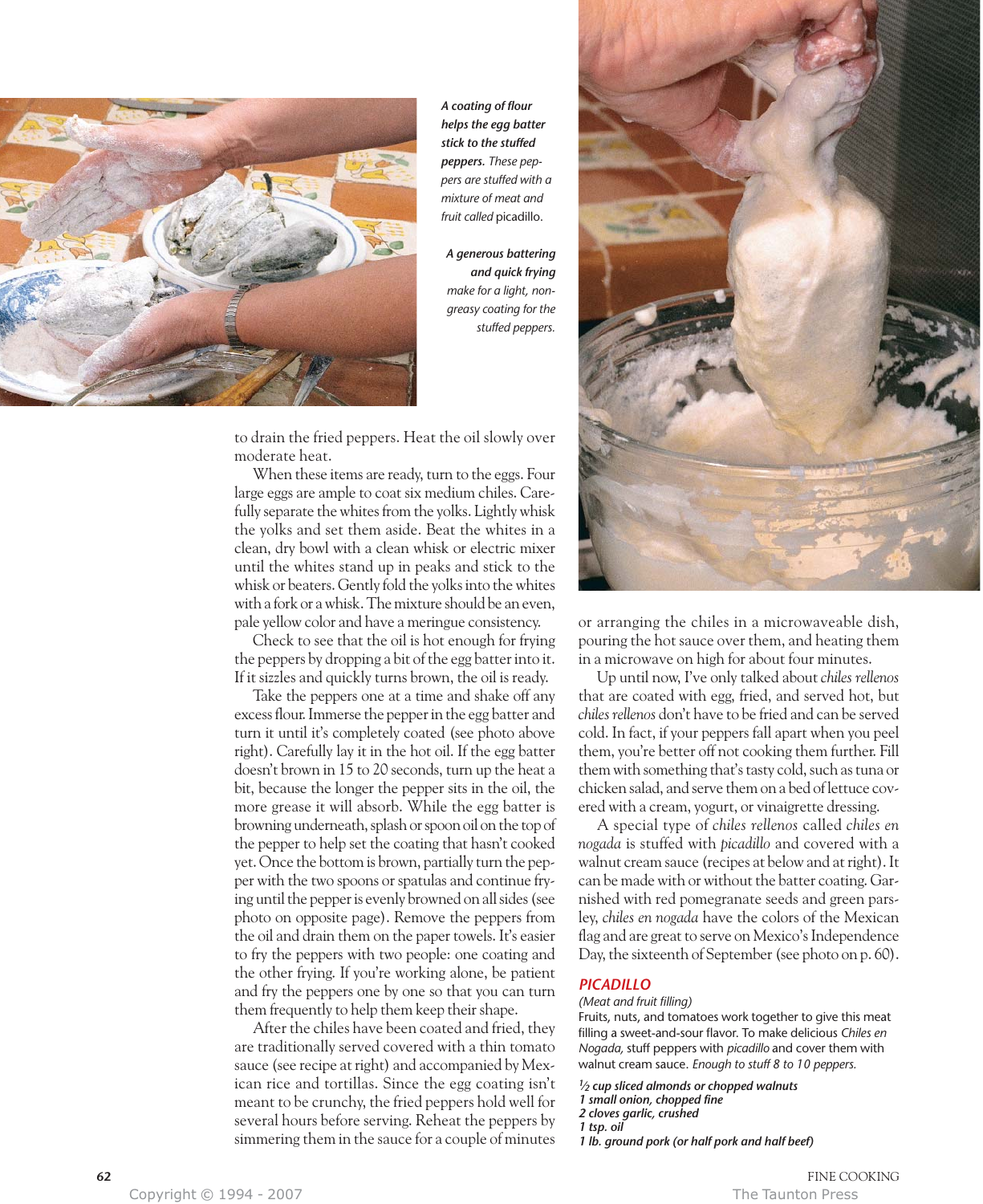*A coating of flour helps the egg batter stick to the stuffed peppers.* *These peppers are stuffed with a mixture of meat and fruit called* picadillo.

***A generous battering and quick frying*** *make for a light, non-greasy coating for the stuffed peppers.*

to drain the fried peppers. Heat the oil slowly over moderate heat.

When these items are ready, turn to the eggs. Four large eggs are ample to coat six medium chiles. Carefully separate the whites from the yolks. Lightly whisk the yolks and set them aside. Beat the whites in a clean, dry bowl with a clean whisk or electric mixer until the whites stand up in peaks and stick to the whisk or beaters. Gently fold the yolks into the whites with a fork or a whisk. The mixture should be an even, pale yellow color and have a meringue consistency.

Check to see that the oil is hot enough for frying the peppers by dropping a bit of the egg batter into it. If it sizzles and quickly turns brown, the oil is ready.

Take the peppers one at a time and shake off any excess flour. Immerse the pepper in the egg batter and turn it until it's completely coated (see photo above right). Carefully lay it in the hot oil. If the egg batter doesn't brown in 15 to 20 seconds, turn up the heat a bit, because the longer the pepper sits in the oil, the more grease it will absorb. While the egg batter is browning underneath, splash or spoon oil on the top of the pepper to help set the coating that hasn't cooked yet. Once the bottom is brown, partially turn the pepper with the two spoons or spatulas and continue frying until the pepper is evenly browned on all sides (see photo on opposite page). Remove the peppers from the oil and drain them on the paper towels. It's easier to fry the peppers with two people: one coating and the other frying. If you're working alone, be patient and fry the peppers one by one so that you can turn them frequently to help them keep their shape.

After the chiles have been coated and fried, they are traditionally served covered with a thin tomato sauce (see recipe at right) and accompanied by Mexican rice and tortillas. Since the egg coating isn't meant to be crunchy, the fried peppers hold well for several hours before serving. Reheat the peppers by simmering them in the sauce for a couple of minutes or arranging the chiles in a microwaveable dish, pouring the hot sauce over them, and heating them in a microwave on high for about four minutes.

Up until now, I've only talked about *chiles rellenos* that are coated with egg, fried, and served hot, but *chiles rellenos* don't have to be fried and can be served cold. In fact, if your peppers fall apart when you peel them, you're better off not cooking them further. Fill them with something that's tasty cold, such as tuna or chicken salad, and serve them on a bed of lettuce covered with a cream, yogurt, or vinaigrette dressing.

A special type of *chiles rellenos* called *chiles en nogada* is stuffed with *picadillo* and covered with a walnut cream sauce (recipes at below and at right). It can be made with or without the batter coating. Garnished with red pomegranate seeds and green parsley, *chiles en nogada* have the colors of the Mexican flag and are great to serve on Mexico's Independence Day, the sixteenth of September (see photo on p. 60).

## PICADILLO

*(Meat and fruit filling)*

Fruits, nuts, and tomatoes work together to give this meat filling a sweet-and-sour flavor. To make delicious *Chiles en Nogada,* stuff peppers with *picadillo* and cover them with walnut cream sauce. *Enough to stuff 8 to 10 peppers.*

***½ cup sliced almonds or chopped walnuts***
***1 small onion, chopped fine***
***2 cloves garlic, crushed***
***1 tsp. oil***
***1 lb. ground pork (or half pork and half beef)***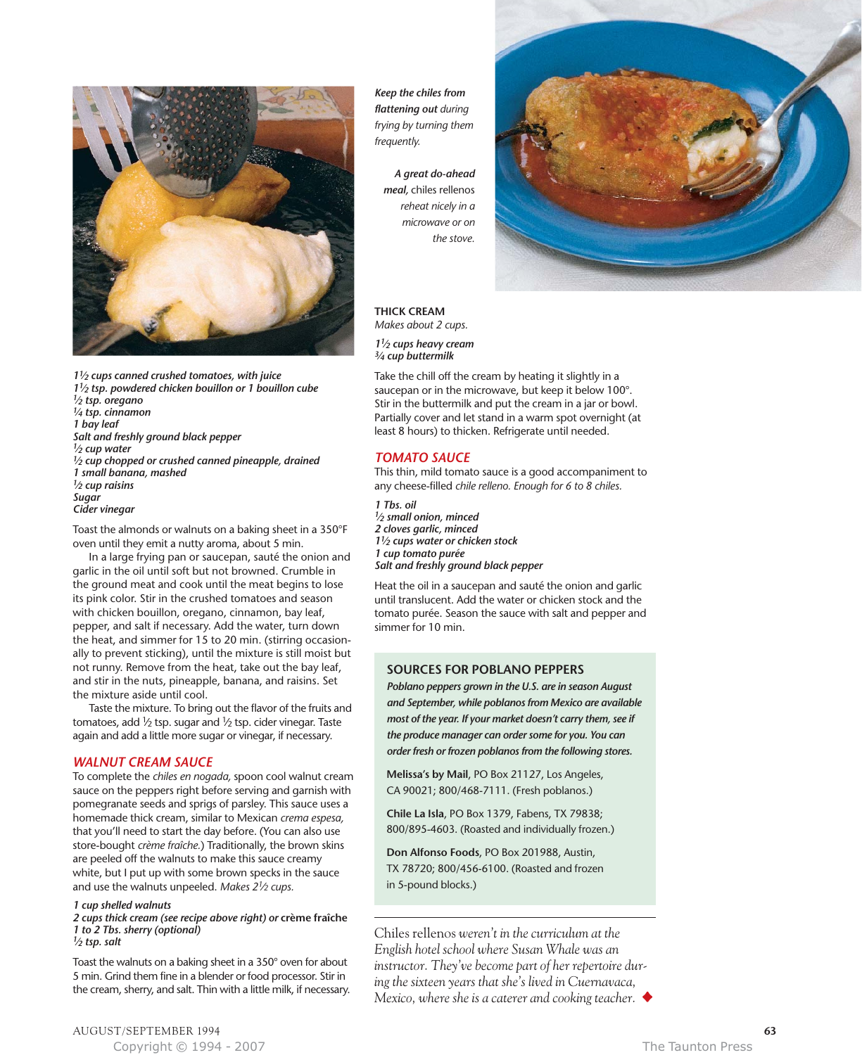*1½ cups canned crushed tomatoes, with juice*
*1½ tsp. powdered chicken bouillon or 1 bouillon cube*
*½ tsp. oregano*
*¼ tsp. cinnamon*
*1 bay leaf*
*Salt and freshly ground black pepper*
*½ cup water*
*½ cup chopped or crushed canned pineapple, drained*
*1 small banana, mashed*
*½ cup raisins*
*Sugar*
*Cider vinegar*

Toast the almonds or walnuts on a baking sheet in a 350°F oven until they emit a nutty aroma, about 5 min.

In a large frying pan or saucepan, sauté the onion and garlic in the oil until soft but not browned. Crumble in the ground meat and cook until the meat begins to lose its pink color. Stir in the crushed tomatoes and season with chicken bouillon, oregano, cinnamon, bay leaf, pepper, and salt if necessary. Add the water, turn down the heat, and simmer for 15 to 20 min. (stirring occasionally to prevent sticking), until the mixture is still moist but not runny. Remove from the heat, take out the bay leaf, and stir in the nuts, pineapple, banana, and raisins. Set the mixture aside until cool.

Taste the mixture. To bring out the flavor of the fruits and tomatoes, add ½ tsp. sugar and ½ tsp. cider vinegar. Taste again and add a little more sugar or vinegar, if necessary.

## WALNUT CREAM SAUCE

To complete the *chiles en nogada,* spoon cool walnut cream sauce on the peppers right before serving and garnish with pomegranate seeds and sprigs of parsley. This sauce uses a homemade thick cream, similar to Mexican *crema espesa,* that you'll need to start the day before. (You can also use store-bought *crème fraîche.*) Traditionally, the brown skins are peeled off the walnuts to make this sauce creamy white, but I put up with some brown specks in the sauce and use the walnuts unpeeled. *Makes 2½ cups.*

*1 cup shelled walnuts*
*2 cups thick cream (see recipe above right) or* **crème fraîche**
*1 to 2 Tbs. sherry (optional)*
*½ tsp. salt*

Toast the walnuts on a baking sheet in a 350° oven for about 5 min. Grind them fine in a blender or food processor. Stir in the cream, sherry, and salt. Thin with a little milk, if necessary.

***Keep the chiles from flattening out*** *during frying by turning them frequently.*

***A great do-ahead meal,*** chiles rellenos *reheat nicely in a microwave or on the stove.*

## THICK CREAM

*Makes about 2 cups.*

*1½ cups heavy cream*
*¾ cup buttermilk*

Take the chill off the cream by heating it slightly in a saucepan or in the microwave, but keep it below 100°. Stir in the buttermilk and put the cream in a jar or bowl. Partially cover and let stand in a warm spot overnight (at least 8 hours) to thicken. Refrigerate until needed.

## TOMATO SAUCE

This thin, mild tomato sauce is a good accompaniment to any cheese-filled *chile relleno. Enough for 6 to 8 chiles.*

*1 Tbs. oil*
*½ small onion, minced*
*2 cloves garlic, minced*
*1½ cups water or chicken stock*
*1 cup tomato purée*
*Salt and freshly ground black pepper*

Heat the oil in a saucepan and sauté the onion and garlic until translucent. Add the water or chicken stock and the tomato purée. Season the sauce with salt and pepper and simmer for 10 min.

## SOURCES FOR POBLANO PEPPERS

***Poblano peppers grown in the U.S. are in season August and September, while poblanos from Mexico are available most of the year. If your market doesn't carry them, see if the produce manager can order some for you. You can order fresh or frozen poblanos from the following stores.***

**Melissa's by Mail**, PO Box 21127, Los Angeles, CA 90021; 800/468-7111. (Fresh poblanos.)

**Chile La Isla**, PO Box 1379, Fabens, TX 79838; 800/895-4603. (Roasted and individually frozen.)

**Don Alfonso Foods**, PO Box 201988, Austin, TX 78720; 800/456-6100. (Roasted and frozen in 5-pound blocks.)

---

Chiles rellenos *weren't in the curriculum at the* English hotel school *where* Susan Whale *was an instructor. They've become part of her repertoire during the sixteen years that she's lived in* Cuernavaca, Mexico, *where she is a caterer and cooking teacher.* ◆